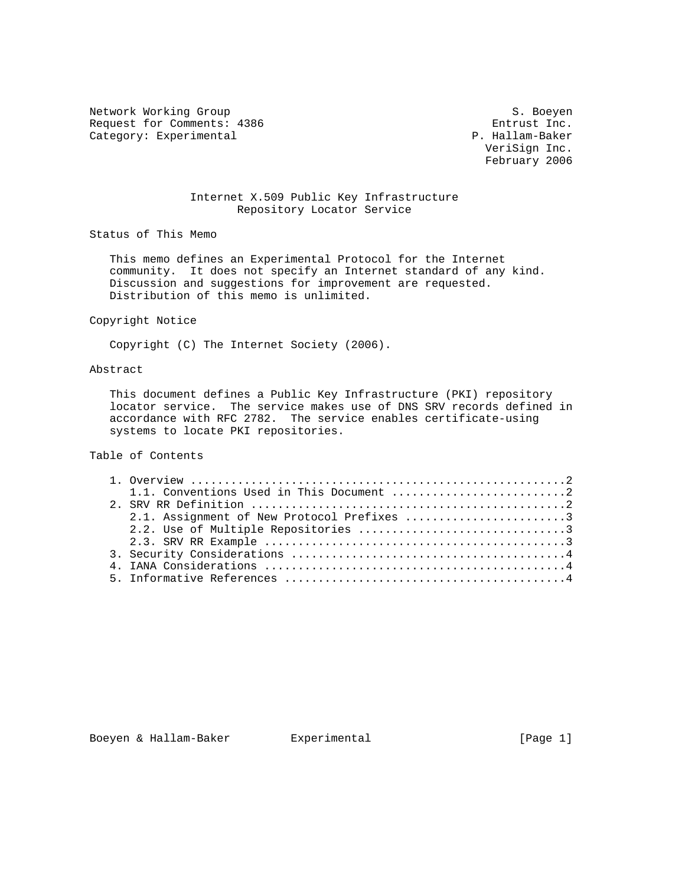Network Working Group S. Boeyen
Request for Comments: 4386 Entrust Inc.
Category: Experimental P. Hallam-Baker
VeriSign Inc.
February 2006

# Internet X.509 Public Key Infrastructure Repository Locator Service

## Status of This Memo

This memo defines an Experimental Protocol for the Internet community. It does not specify an Internet standard of any kind. Discussion and suggestions for improvement are requested. Distribution of this memo is unlimited.

## Copyright Notice

Copyright (C) The Internet Society (2006).

## Abstract

This document defines a Public Key Infrastructure (PKI) repository locator service. The service makes use of DNS SRV records defined in accordance with RFC 2782. The service enables certificate-using systems to locate PKI repositories.

## Table of Contents

```
1. Overview ........................................................2
   1.1. Conventions Used in This Document ..........................2
2. SRV RR Definition ...............................................2
   2.1. Assignment of New Protocol Prefixes ........................3
   2.2. Use of Multiple Repositories ...............................3
   2.3. SRV RR Example .............................................3
3. Security Considerations .........................................4
4. IANA Considerations .............................................4
5. Informative References ..........................................4
```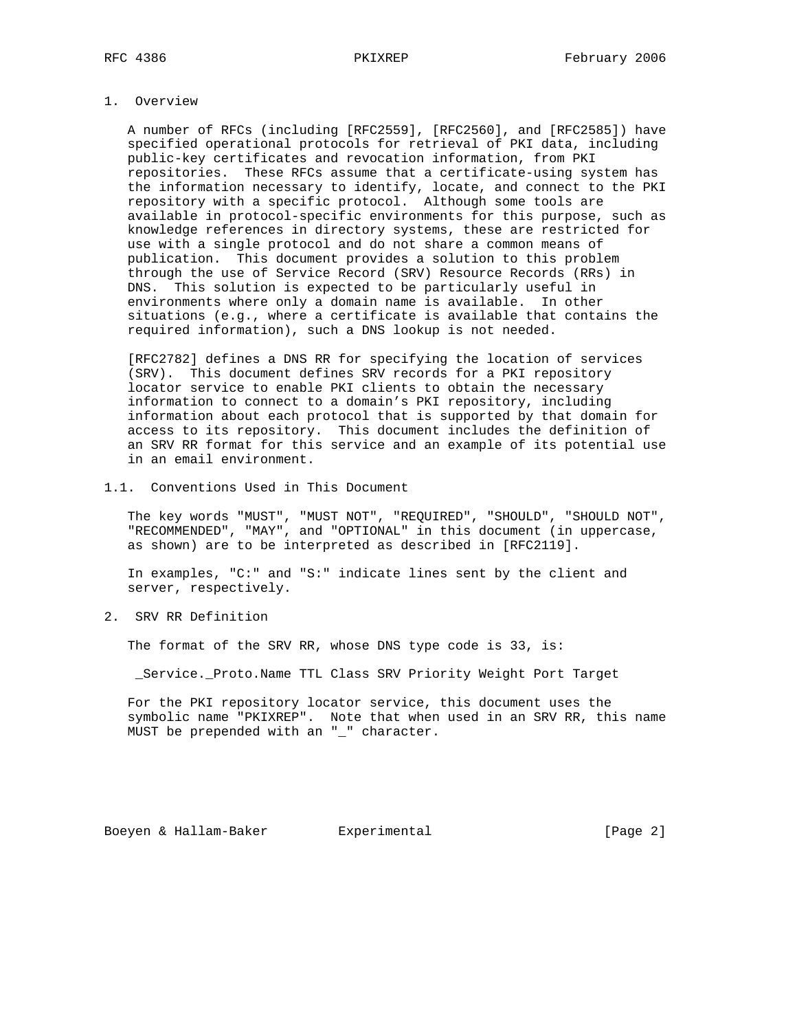## 1. Overview

A number of RFCs (including [RFC2559], [RFC2560], and [RFC2585]) have specified operational protocols for retrieval of PKI data, including public-key certificates and revocation information, from PKI repositories. These RFCs assume that a certificate-using system has the information necessary to identify, locate, and connect to the PKI repository with a specific protocol. Although some tools are available in protocol-specific environments for this purpose, such as knowledge references in directory systems, these are restricted for use with a single protocol and do not share a common means of publication. This document provides a solution to this problem through the use of Service Record (SRV) Resource Records (RRs) in DNS. This solution is expected to be particularly useful in environments where only a domain name is available. In other situations (e.g., where a certificate is available that contains the required information), such a DNS lookup is not needed.

[RFC2782] defines a DNS RR for specifying the location of services (SRV). This document defines SRV records for a PKI repository locator service to enable PKI clients to obtain the necessary information to connect to a domain's PKI repository, including information about each protocol that is supported by that domain for access to its repository. This document includes the definition of an SRV RR format for this service and an example of its potential use in an email environment.

### 1.1. Conventions Used in This Document

The key words "MUST", "MUST NOT", "REQUIRED", "SHOULD", "SHOULD NOT", "RECOMMENDED", "MAY", and "OPTIONAL" in this document (in uppercase, as shown) are to be interpreted as described in [RFC2119].

In examples, "C:" and "S:" indicate lines sent by the client and server, respectively.

## 2. SRV RR Definition

The format of the SRV RR, whose DNS type code is 33, is:

```
 _Service._Proto.Name TTL Class SRV Priority Weight Port Target
```

For the PKI repository locator service, this document uses the symbolic name "PKIXREP". Note that when used in an SRV RR, this name MUST be prepended with an "_" character.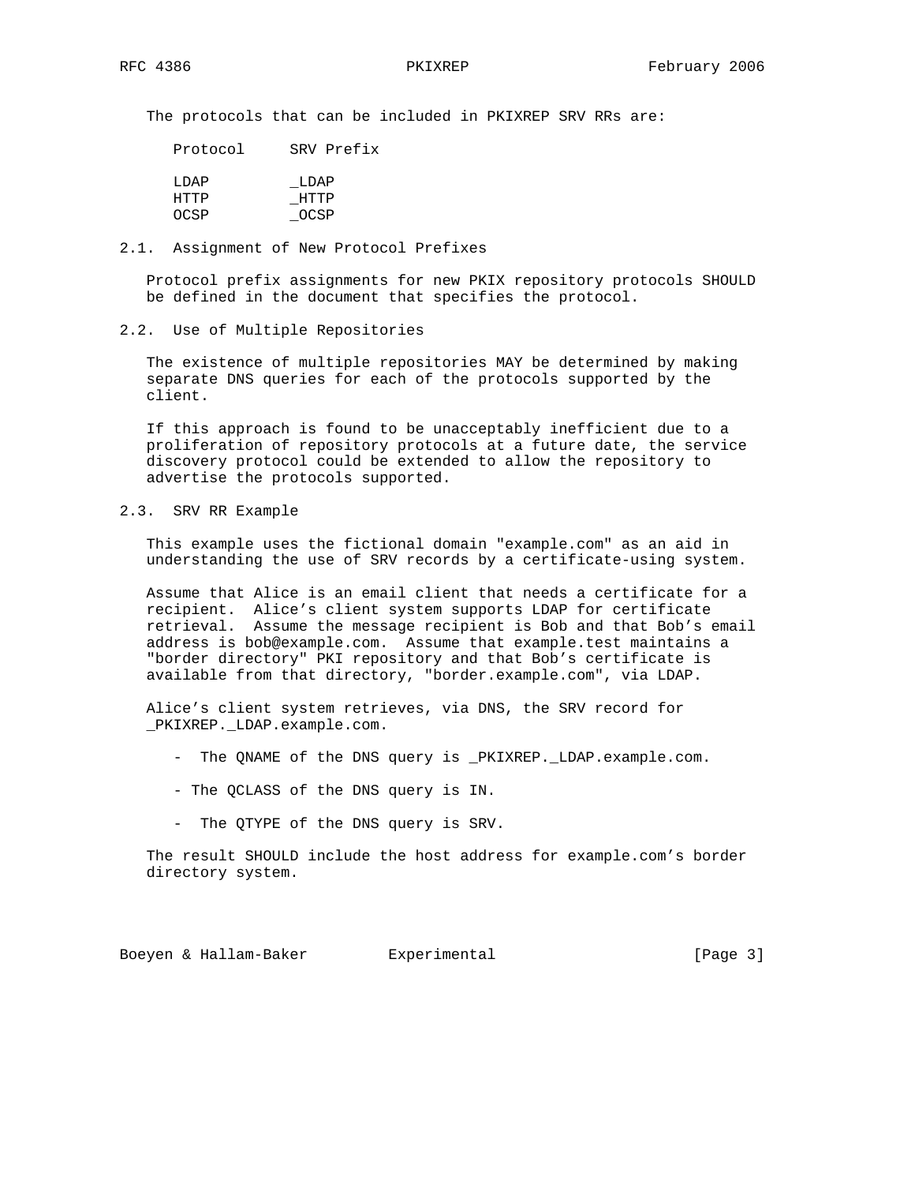The protocols that can be included in PKIXREP SRV RRs are:

| Protocol | SRV Prefix |
| --- | --- |
| LDAP | _LDAP |
| HTTP | _HTTP |
| OCSP | _OCSP |

## 2.1. Assignment of New Protocol Prefixes

Protocol prefix assignments for new PKIX repository protocols SHOULD be defined in the document that specifies the protocol.

## 2.2. Use of Multiple Repositories

The existence of multiple repositories MAY be determined by making separate DNS queries for each of the protocols supported by the client.

If this approach is found to be unacceptably inefficient due to a proliferation of repository protocols at a future date, the service discovery protocol could be extended to allow the repository to advertise the protocols supported.

## 2.3. SRV RR Example

This example uses the fictional domain "example.com" as an aid in understanding the use of SRV records by a certificate-using system.

Assume that Alice is an email client that needs a certificate for a recipient. Alice's client system supports LDAP for certificate retrieval. Assume the message recipient is Bob and that Bob's email address is bob@example.com. Assume that example.test maintains a "border directory" PKI repository and that Bob's certificate is available from that directory, "border.example.com", via LDAP.

Alice's client system retrieves, via DNS, the SRV record for _PKIXREP._LDAP.example.com.

- The QNAME of the DNS query is _PKIXREP._LDAP.example.com.
- The QCLASS of the DNS query is IN.
- The QTYPE of the DNS query is SRV.

The result SHOULD include the host address for example.com's border directory system.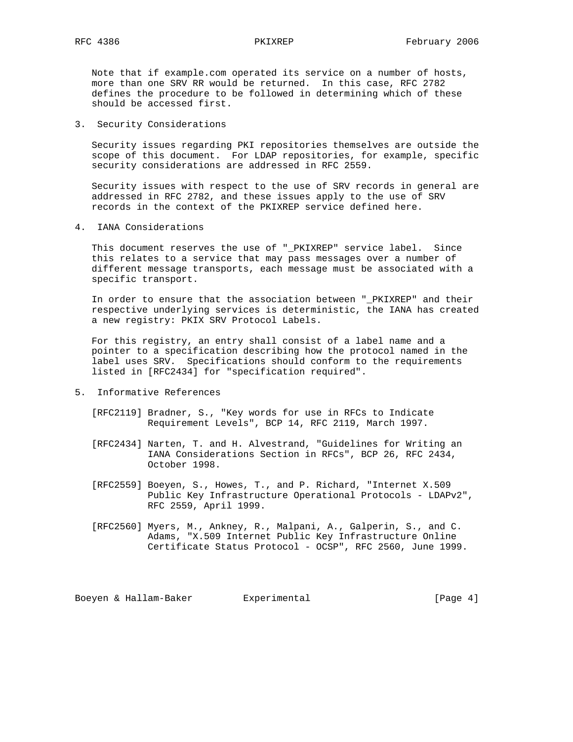Note that if example.com operated its service on a number of hosts, more than one SRV RR would be returned. In this case, RFC 2782 defines the procedure to be followed in determining which of these should be accessed first.

## 3. Security Considerations

Security issues regarding PKI repositories themselves are outside the scope of this document. For LDAP repositories, for example, specific security considerations are addressed in RFC 2559.

Security issues with respect to the use of SRV records in general are addressed in RFC 2782, and these issues apply to the use of SRV records in the context of the PKIXREP service defined here.

## 4. IANA Considerations

This document reserves the use of "_PKIXREP" service label. Since this relates to a service that may pass messages over a number of different message transports, each message must be associated with a specific transport.

In order to ensure that the association between "_PKIXREP" and their respective underlying services is deterministic, the IANA has created a new registry: PKIX SRV Protocol Labels.

For this registry, an entry shall consist of a label name and a pointer to a specification describing how the protocol named in the label uses SRV. Specifications should conform to the requirements listed in [RFC2434] for "specification required".

## 5. Informative References

[RFC2119] Bradner, S., "Key words for use in RFCs to Indicate Requirement Levels", BCP 14, RFC 2119, March 1997.

[RFC2434] Narten, T. and H. Alvestrand, "Guidelines for Writing an IANA Considerations Section in RFCs", BCP 26, RFC 2434, October 1998.

[RFC2559] Boeyen, S., Howes, T., and P. Richard, "Internet X.509 Public Key Infrastructure Operational Protocols - LDAPv2", RFC 2559, April 1999.

[RFC2560] Myers, M., Ankney, R., Malpani, A., Galperin, S., and C. Adams, "X.509 Internet Public Key Infrastructure Online Certificate Status Protocol - OCSP", RFC 2560, June 1999.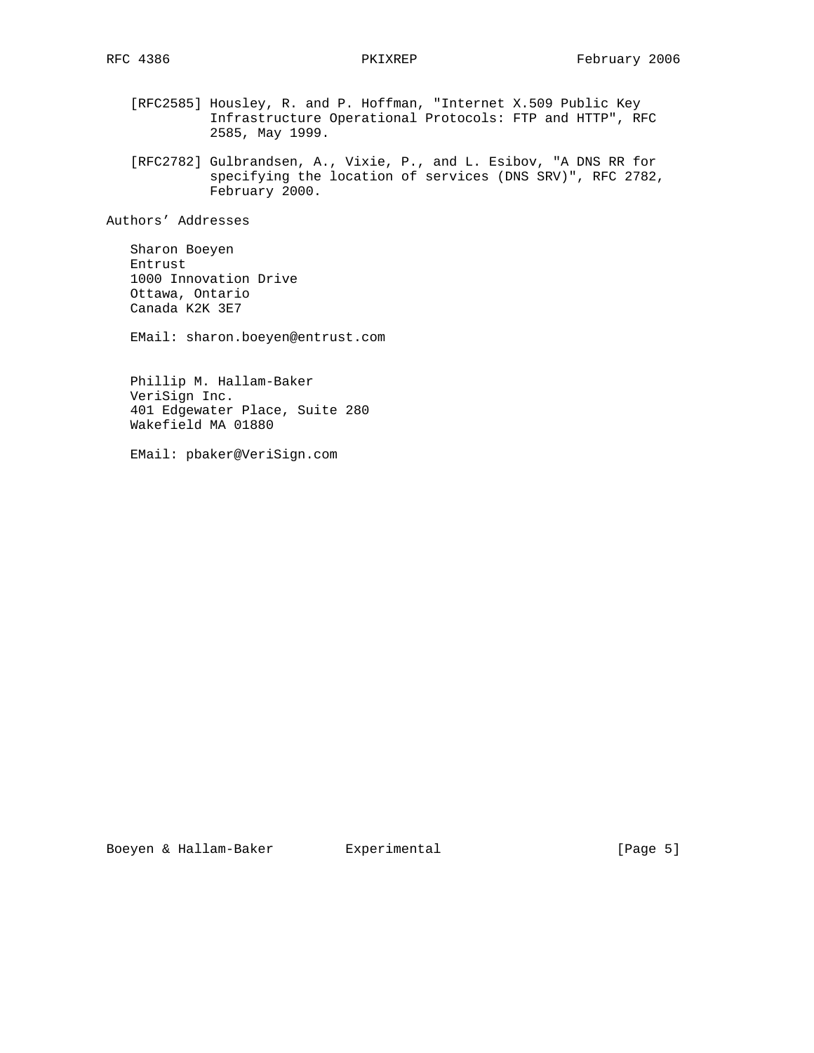[RFC2585] Housley, R. and P. Hoffman, "Internet X.509 Public Key Infrastructure Operational Protocols: FTP and HTTP", RFC 2585, May 1999.

[RFC2782] Gulbrandsen, A., Vixie, P., and L. Esibov, "A DNS RR for specifying the location of services (DNS SRV)", RFC 2782, February 2000.

## Authors' Addresses

Sharon Boeyen
Entrust
1000 Innovation Drive
Ottawa, Ontario
Canada K2K 3E7

EMail: sharon.boeyen@entrust.com

Phillip M. Hallam-Baker
VeriSign Inc.
401 Edgewater Place, Suite 280
Wakefield MA 01880

EMail: pbaker@VeriSign.com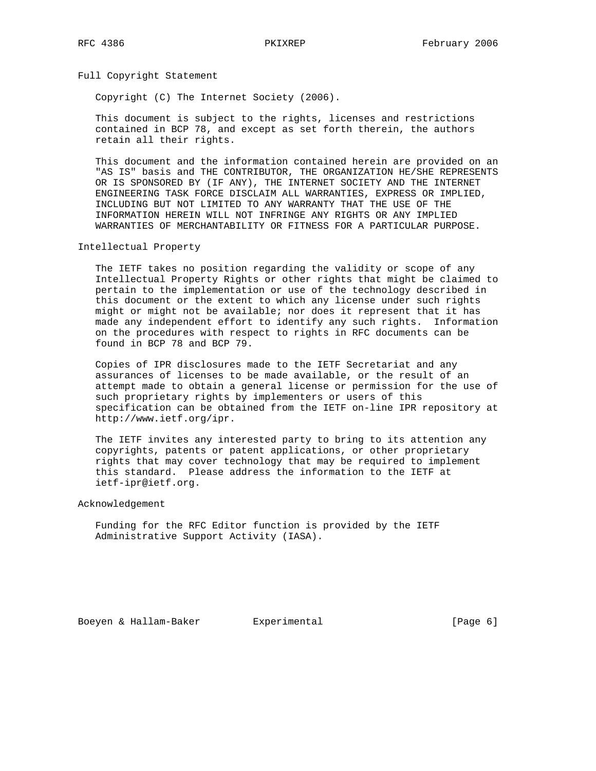## Full Copyright Statement

Copyright (C) The Internet Society (2006).

This document is subject to the rights, licenses and restrictions contained in BCP 78, and except as set forth therein, the authors retain all their rights.

This document and the information contained herein are provided on an "AS IS" basis and THE CONTRIBUTOR, THE ORGANIZATION HE/SHE REPRESENTS OR IS SPONSORED BY (IF ANY), THE INTERNET SOCIETY AND THE INTERNET ENGINEERING TASK FORCE DISCLAIM ALL WARRANTIES, EXPRESS OR IMPLIED, INCLUDING BUT NOT LIMITED TO ANY WARRANTY THAT THE USE OF THE INFORMATION HEREIN WILL NOT INFRINGE ANY RIGHTS OR ANY IMPLIED WARRANTIES OF MERCHANTABILITY OR FITNESS FOR A PARTICULAR PURPOSE.

## Intellectual Property

The IETF takes no position regarding the validity or scope of any Intellectual Property Rights or other rights that might be claimed to pertain to the implementation or use of the technology described in this document or the extent to which any license under such rights might or might not be available; nor does it represent that it has made any independent effort to identify any such rights. Information on the procedures with respect to rights in RFC documents can be found in BCP 78 and BCP 79.

Copies of IPR disclosures made to the IETF Secretariat and any assurances of licenses to be made available, or the result of an attempt made to obtain a general license or permission for the use of such proprietary rights by implementers or users of this specification can be obtained from the IETF on-line IPR repository at http://www.ietf.org/ipr.

The IETF invites any interested party to bring to its attention any copyrights, patents or patent applications, or other proprietary rights that may cover technology that may be required to implement this standard. Please address the information to the IETF at ietf-ipr@ietf.org.

## Acknowledgement

Funding for the RFC Editor function is provided by the IETF Administrative Support Activity (IASA).